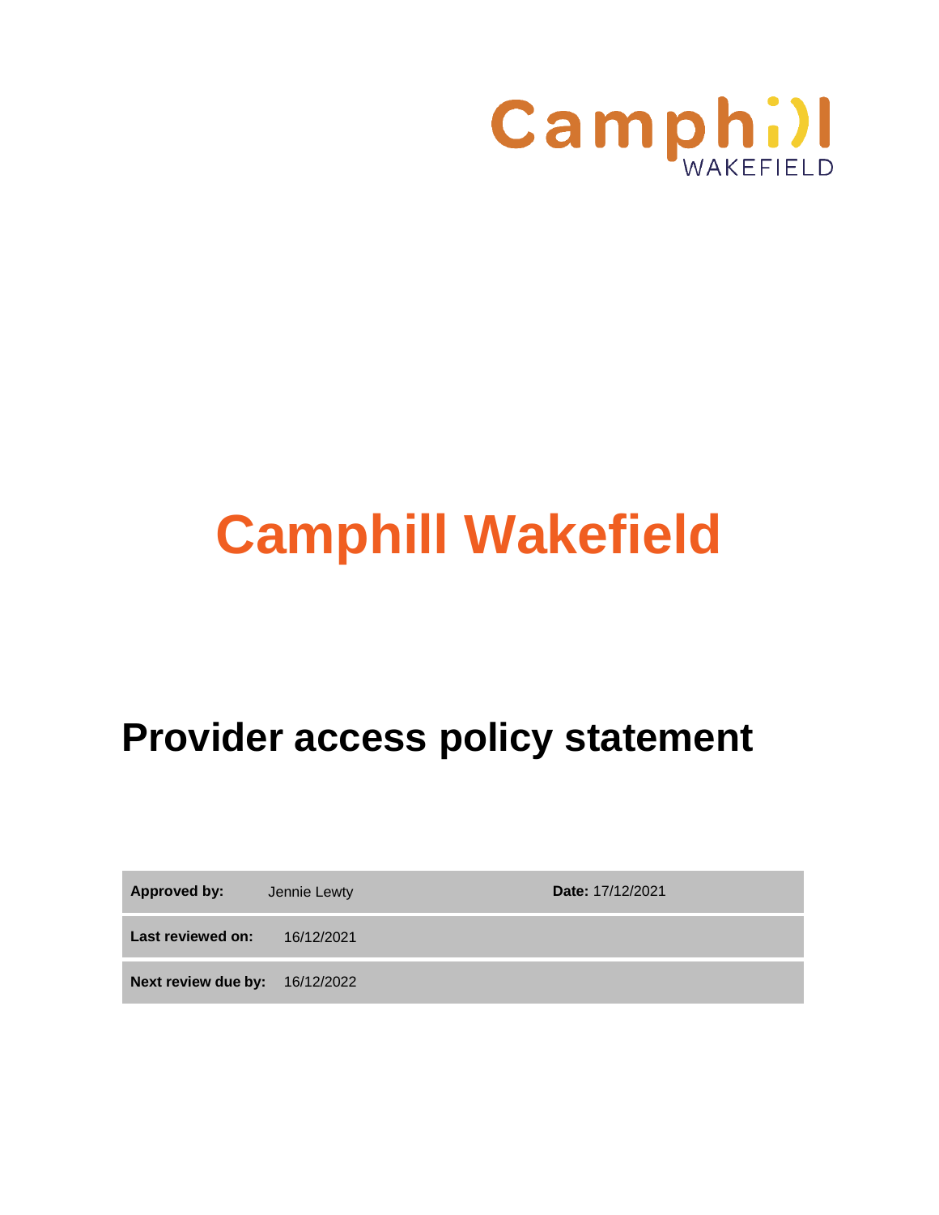Camphill WAKEFIELD

# Camphill Wakefield

## Provider access policy statement

| Approved by: | Jennie Lewty | Date: 17/12/2021 |
| --- | --- | --- |
| Last reviewed on: | 16/12/2021 | |
| Next review due by: | 16/12/2022 | |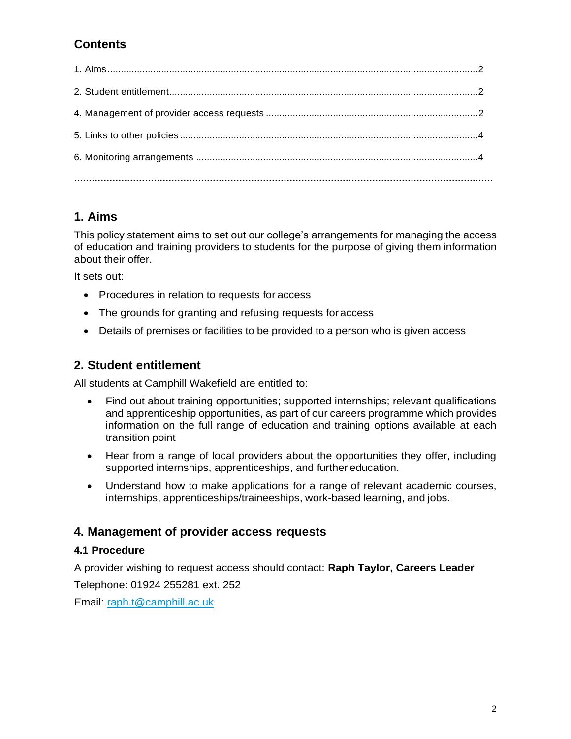## Contents

1. Aims........................................................................................................................................2

2. Student entitlement..................................................................................................................2

4. Management of provider access requests ..............................................................................2

5. Links to other policies..............................................................................................................4

6. Monitoring arrangements ........................................................................................................4

## 1. Aims

This policy statement aims to set out our college's arrangements for managing the access of education and training providers to students for the purpose of giving them information about their offer.

It sets out:

- Procedures in relation to requests for access
- The grounds for granting and refusing requests for access
- Details of premises or facilities to be provided to a person who is given access

## 2. Student entitlement

All students at Camphill Wakefield are entitled to:

- Find out about training opportunities; supported internships; relevant qualifications and apprenticeship opportunities, as part of our careers programme which provides information on the full range of education and training options available at each transition point
- Hear from a range of local providers about the opportunities they offer, including supported internships, apprenticeships, and further education.
- Understand how to make applications for a range of relevant academic courses, internships, apprenticeships/traineeships, work-based learning, and jobs.

## 4. Management of provider access requests

### 4.1 Procedure

A provider wishing to request access should contact: **Raph Taylor, Careers Leader**

Telephone: 01924 255281 ext. 252

Email: raph.t@camphill.ac.uk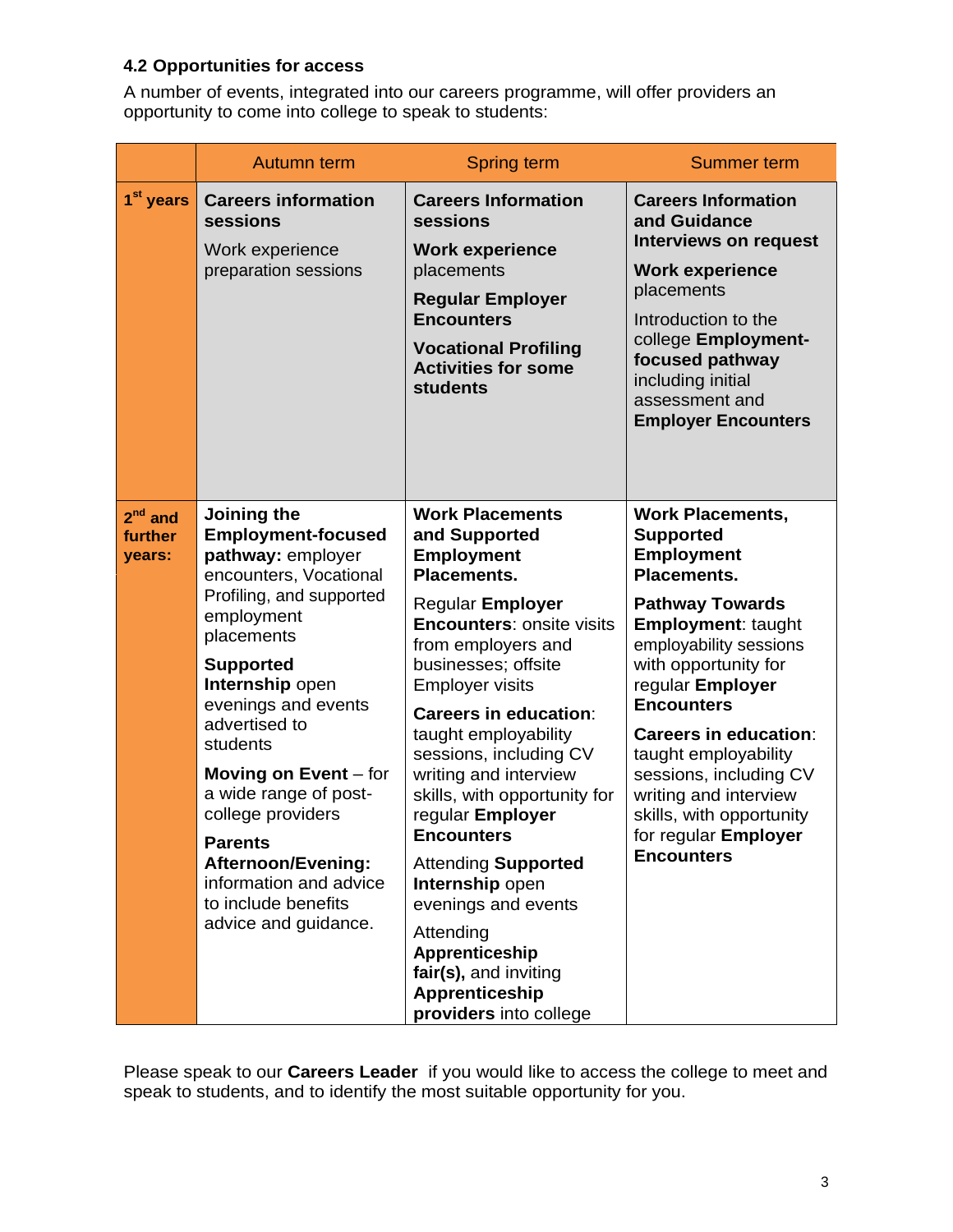### 4.2 Opportunities for access

A number of events, integrated into our careers programme, will offer providers an opportunity to come into college to speak to students:

| | Autumn term | Spring term | Summer term |
|---|---|---|---|
| **1st years** | **Careers information sessions**<br><br>Work experience preparation sessions | **Careers Information sessions**<br><br>**Work experience** placements<br><br>**Regular Employer Encounters**<br><br>**Vocational Profiling Activities for some students** | **Careers Information and Guidance Interviews on request**<br><br>**Work experience** placements<br><br>Introduction to the college **Employment-focused pathway** including initial assessment and **Employer Encounters** |
| **2nd and further years:** | **Joining the Employment-focused pathway:** employer encounters, Vocational Profiling, and supported employment placements<br><br>**Supported Internship** open evenings and events advertised to students<br><br>**Moving on Event** – for a wide range of post-college providers<br><br>**Parents Afternoon/Evening:** information and advice to include benefits advice and guidance. | **Work Placements and Supported Employment Placements.**<br><br>Regular **Employer Encounters**: onsite visits from employers and businesses; offsite Employer visits<br><br>**Careers in education**: taught employability sessions, including CV writing and interview skills, with opportunity for regular **Employer Encounters**<br><br>Attending **Supported Internship** open evenings and events<br><br>Attending **Apprenticeship fair(s),** and inviting **Apprenticeship providers** into college | **Work Placements, Supported Employment Placements.**<br><br>**Pathway Towards Employment**: taught employability sessions with opportunity for regular **Employer Encounters**<br><br>**Careers in education**: taught employability sessions, including CV writing and interview skills, with opportunity for regular **Employer Encounters** |

Please speak to our **Careers Leader** if you would like to access the college to meet and speak to students, and to identify the most suitable opportunity for you.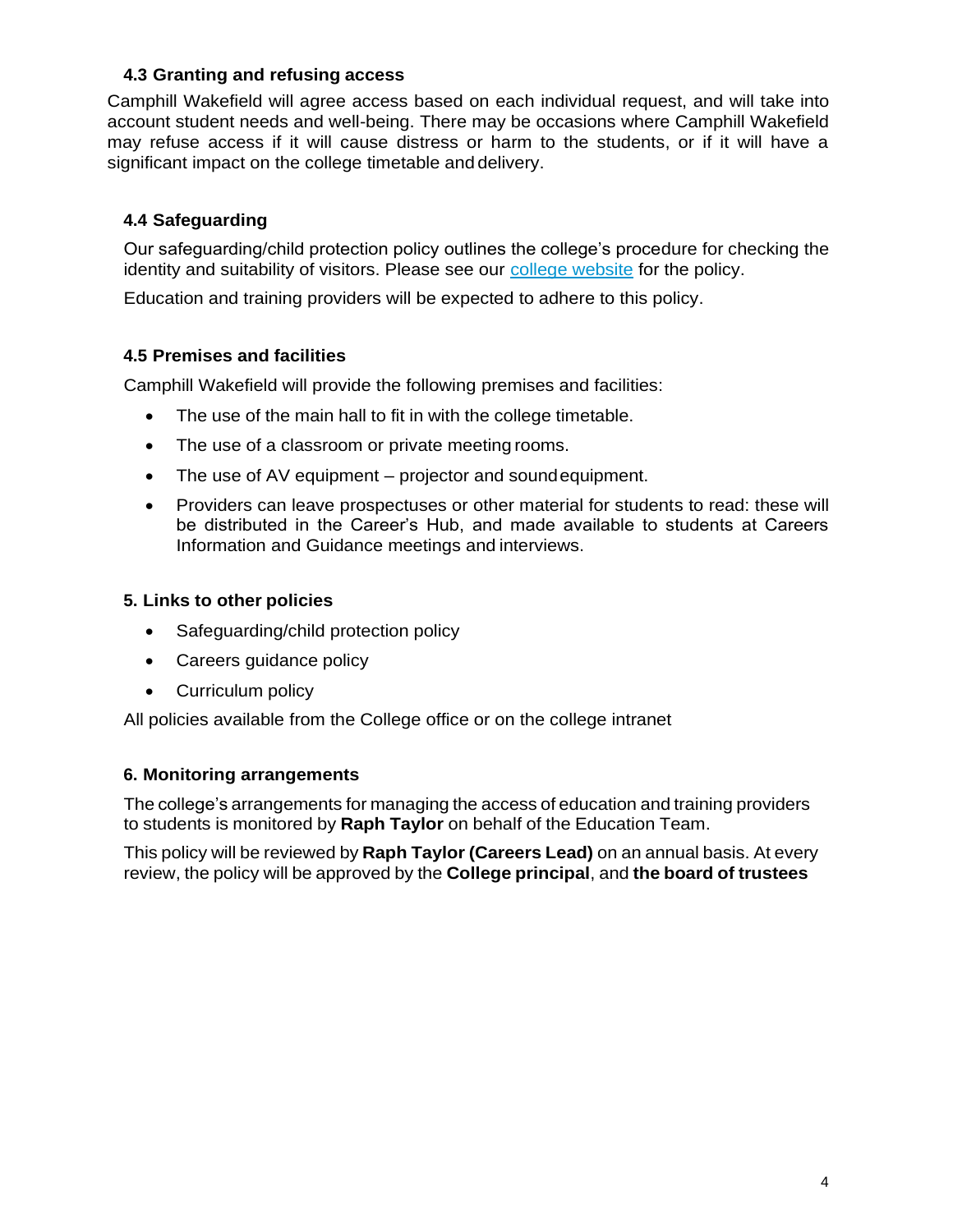### 4.3 Granting and refusing access

Camphill Wakefield will agree access based on each individual request, and will take into account student needs and well-being. There may be occasions where Camphill Wakefield may refuse access if it will cause distress or harm to the students, or if it will have a significant impact on the college timetable and delivery.

### 4.4 Safeguarding

Our safeguarding/child protection policy outlines the college's procedure for checking the identity and suitability of visitors. Please see our [college website]() for the policy.

Education and training providers will be expected to adhere to this policy.

### 4.5 Premises and facilities

Camphill Wakefield will provide the following premises and facilities:

- The use of the main hall to fit in with the college timetable.
- The use of a classroom or private meeting rooms.
- The use of AV equipment – projector and sound equipment.
- Providers can leave prospectuses or other material for students to read: these will be distributed in the Career's Hub, and made available to students at Careers Information and Guidance meetings and interviews.

## 5. Links to other policies

- Safeguarding/child protection policy
- Careers guidance policy
- Curriculum policy

All policies available from the College office or on the college intranet

## 6. Monitoring arrangements

The college's arrangements for managing the access of education and training providers to students is monitored by **Raph Taylor** on behalf of the Education Team.

This policy will be reviewed by **Raph Taylor (Careers Lead)** on an annual basis. At every review, the policy will be approved by the **College principal**, and **the board of trustees**